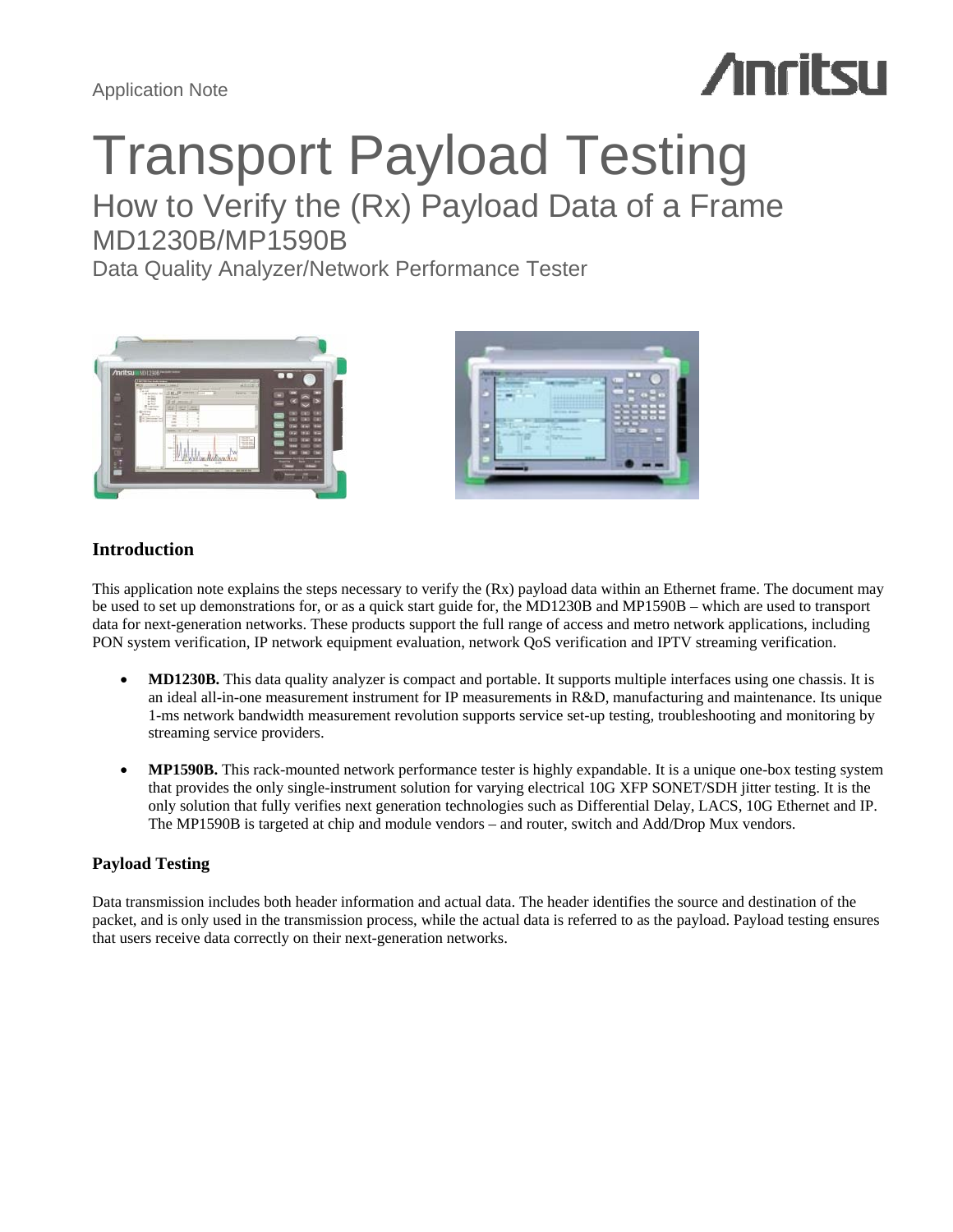Application Note

# Transport Payload Testing

## How to Verify the (Rx) Payload Data of a Frame

### MD1230B/MP1590B

Data Quality Analyzer/Network Performance Tester

### Introduction

This application note explains the steps necessary to verify the (Rx) payload data within an Ethernet frame. The document may be used to set up demonstrations for, or as a quick start guide for, the MD1230B and MP1590B – which are used to transport data for next-generation networks. These products support the full range of access and metro network applications, including PON system verification, IP network equipment evaluation, network QoS verification and IPTV streaming verification.

- **MD1230B.** This data quality analyzer is compact and portable. It supports multiple interfaces using one chassis. It is an ideal all-in-one measurement instrument for IP measurements in R&D, manufacturing and maintenance. Its unique 1-ms network bandwidth measurement revolution supports service set-up testing, troubleshooting and monitoring by streaming service providers.

- **MP1590B.** This rack-mounted network performance tester is highly expandable. It is a unique one-box testing system that provides the only single-instrument solution for varying electrical 10G XFP SONET/SDH jitter testing. It is the only solution that fully verifies next generation technologies such as Differential Delay, LACS, 10G Ethernet and IP. The MP1590B is targeted at chip and module vendors – and router, switch and Add/Drop Mux vendors.

### Payload Testing

Data transmission includes both header information and actual data. The header identifies the source and destination of the packet, and is only used in the transmission process, while the actual data is referred to as the payload. Payload testing ensures that users receive data correctly on their next-generation networks.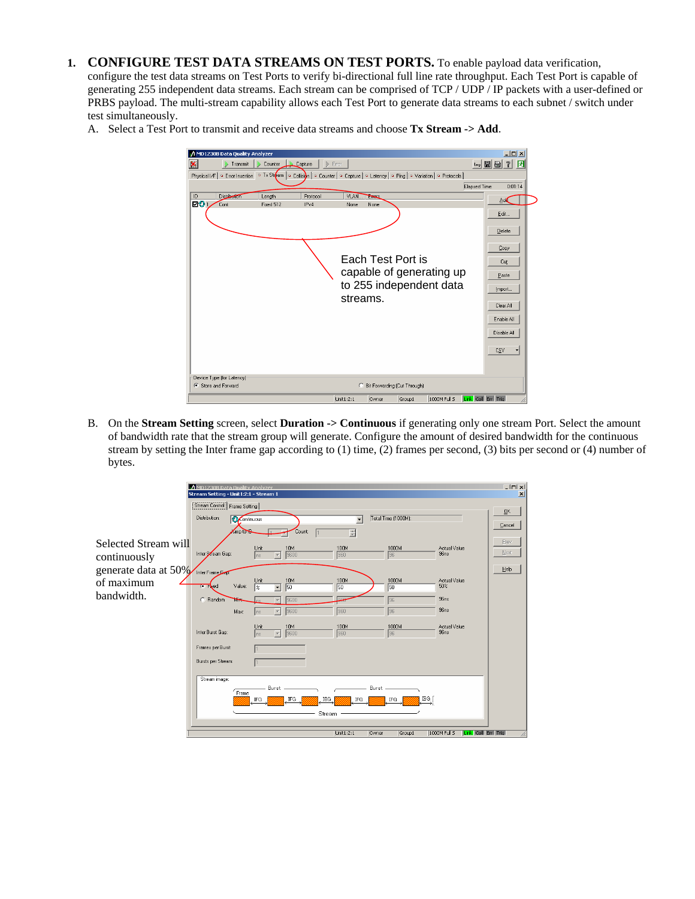1. **CONFIGURE TEST DATA STREAMS ON TEST PORTS.** To enable payload data verification, configure the test data streams on Test Ports to verify bi-directional full line rate throughput. Each Test Port is capable of generating 255 independent data streams. Each stream can be comprised of TCP / UDP / IP packets with a user-defined or PRBS payload. The multi-stream capability allows each Test Port to generate data streams to each subnet / switch under test simultaneously.

   A. Select a Test Port to transmit and receive data streams and choose **Tx Stream -> Add**.

   Each Test Port is capable of generating up to 255 independent data streams.

   B. On the **Stream Setting** screen, select **Duration -> Continuous** if generating only one stream Port. Select the amount of bandwidth rate that the stream group will generate. Configure the amount of desired bandwidth for the continuous stream by setting the Inter frame gap according to (1) time, (2) frames per second, (3) bits per second or (4) number of bytes.

   Selected Stream will continuously generate data at 50% of maximum bandwidth.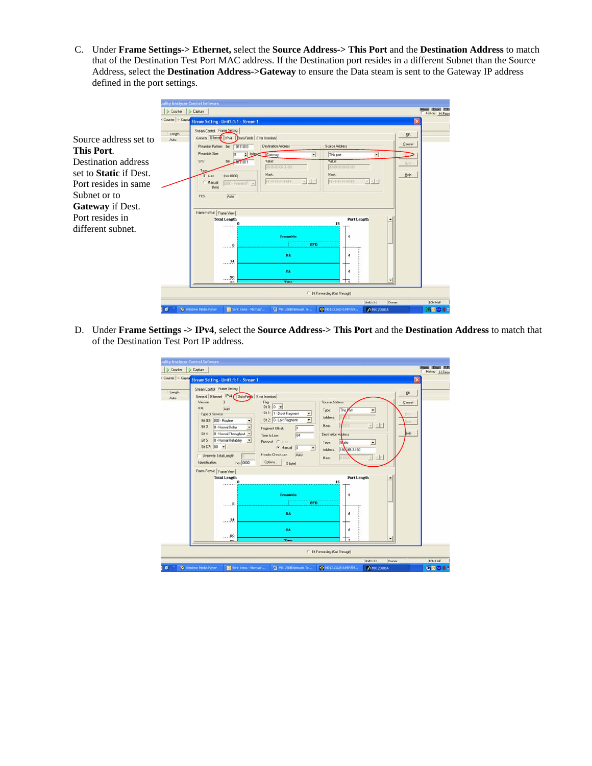C. Under **Frame Settings-> Ethernet,** select the **Source Address-> This Port** and the **Destination Address** to match that of the Destination Test Port MAC address. If the Destination port resides in a different Subnet than the Source Address, select the **Destination Address->Gateway** to ensure the Data steam is sent to the Gateway IP address defined in the port settings.

Source address set to **This Port**. Destination address set to **Static** if Dest. Port resides in same Subnet or to **Gateway** if Dest. Port resides in different subnet.

D. Under **Frame Settings -> IPv4**, select the **Source Address-> This Port** and the **Destination Address** to match that of the Destination Test Port IP address.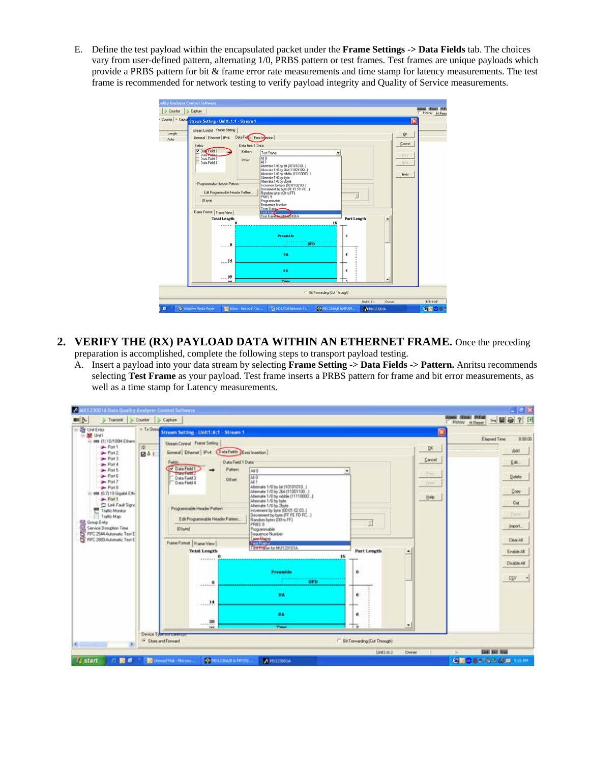E. Define the test payload within the encapsulated packet under the **Frame Settings -> Data Fields** tab. The choices vary from user-defined pattern, alternating 1/0, PRBS pattern or test frames. Test frames are unique payloads which provide a PRBS pattern for bit & frame error rate measurements and time stamp for latency measurements. The test frame is recommended for network testing to verify payload integrity and Quality of Service measurements.

## 2. VERIFY THE (RX) PAYLOAD DATA WITHIN AN ETHERNET FRAME.

Once the preceding preparation is accomplished, complete the following steps to transport payload testing.

A. Insert a payload into your data stream by selecting **Frame Setting -> Data Fields -> Pattern.** Anritsu recommends selecting **Test Frame** as your payload. Test frame inserts a PRBS pattern for frame and bit error measurements, as well as a time stamp for Latency measurements.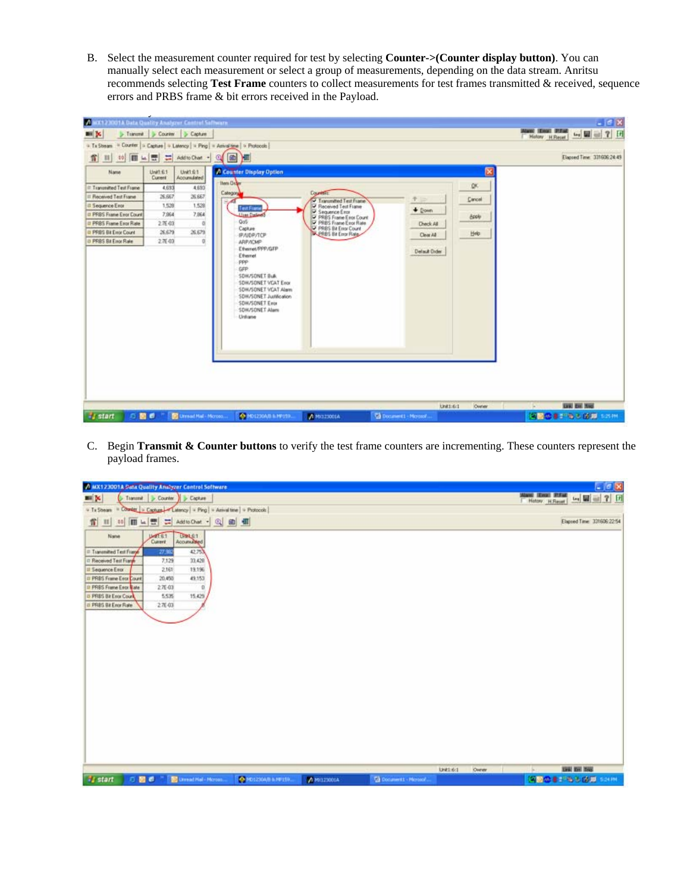B. Select the measurement counter required for test by selecting **Counter->(Counter display button)**. You can manually select each measurement or select a group of measurements, depending on the data stream. Anritsu recommends selecting **Test Frame** counters to collect measurements for test frames transmitted & received, sequence errors and PRBS frame & bit errors received in the Payload.

C. Begin **Transmit & Counter buttons** to verify the test frame counters are incrementing. These counters represent the payload frames.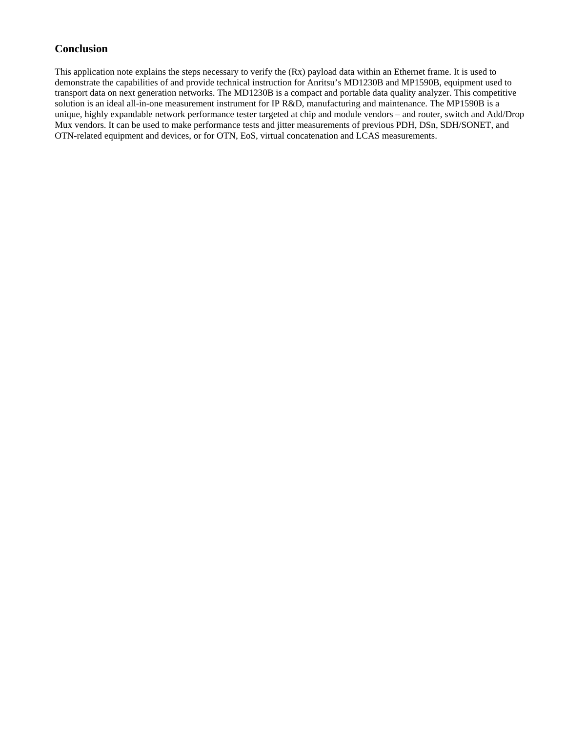## Conclusion

This application note explains the steps necessary to verify the (Rx) payload data within an Ethernet frame. It is used to demonstrate the capabilities of and provide technical instruction for Anritsu’s MD1230B and MP1590B, equipment used to transport data on next generation networks. The MD1230B is a compact and portable data quality analyzer. This competitive solution is an ideal all-in-one measurement instrument for IP R&D, manufacturing and maintenance. The MP1590B is a unique, highly expandable network performance tester targeted at chip and module vendors – and router, switch and Add/Drop Mux vendors. It can be used to make performance tests and jitter measurements of previous PDH, DSn, SDH/SONET, and OTN-related equipment and devices, or for OTN, EoS, virtual concatenation and LCAS measurements.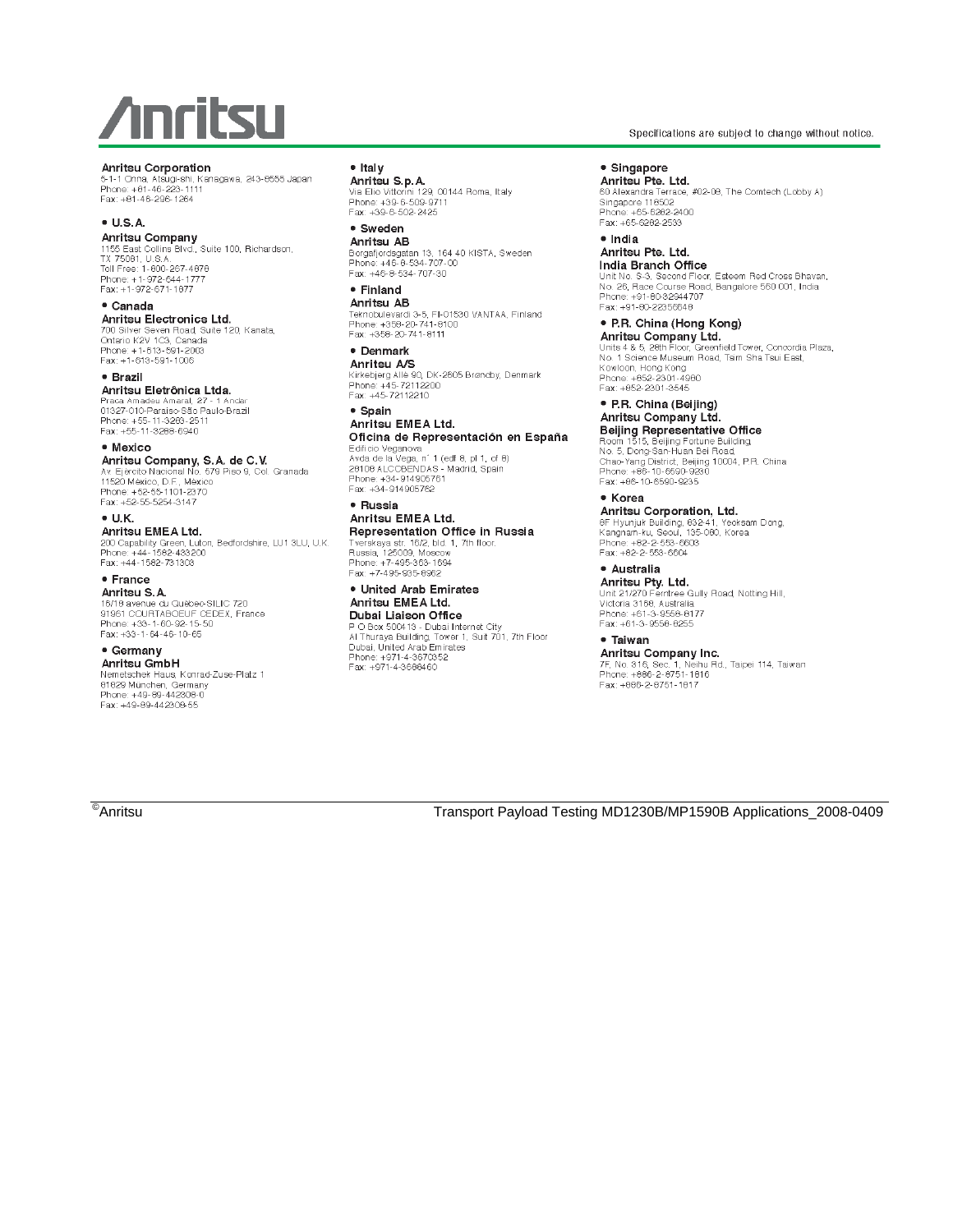# Anritsu

Specifications are subject to change without notice.

**Anritsu Corporation**
5-1-1 Onna, Atsugi-shi, Kanagawa, 243-8555 Japan
Phone: +81-46-223-1111
Fax: +81-46-296-1264

**• U.S.A.**
**Anritsu Company**
1155 East Collins Blvd., Suite 100, Richardson, TX 75081, U.S.A.
Toll Free: 1-800-267-4878
Phone: +1-972-644-1777
Fax: +1-972-671-1877

**• Canada**
**Anritsu Electronics Ltd.**
700 Silver Seven Road, Suite 120, Kanata, Ontario K2V 1C3, Canada
Phone: +1-613-591-2003
Fax: +1-613-591-1006

**• Brazil**
**Anritsu Eletrônica Ltda.**
Praca Amadeu Amaral, 27 - 1 Andar
01327-010-Paraiso-São Paulo-Brazil
Phone: +55-11-3283-2511
Fax: +55-11-3288-6940

**• Mexico**
**Anritsu Company, S.A. de C.V.**
Av. Ejército Nacional No. 579 Piso 9, Col. Granada
11520 México, D.F., México
Phone: +52-55-1101-2370
Fax: +52-55-5254-3147

**• U.K.**
**Anritsu EMEA Ltd.**
200 Capability Green, Luton, Bedfordshire, LU1 3LU, U.K.
Phone: +44-1582-433200
Fax: +44-1582-731303

**• France**
**Anritsu S.A.**
16/18 avenue du Québec-SILIC 720
91961 COURTABOEUF CEDEX, France
Phone: +33-1-60-92-15-50
Fax: +33-1-64-46-10-65

**• Germany**
**Anritsu GmbH**
Nemetschek Haus, Konrad-Zuse-Platz 1
81829 München, Germany
Phone: +49-89-442308-0
Fax: +49-89-442308-55

**• Italy**
**Anritsu S.p.A.**
Via Elio Vittorini 129, 00144 Roma, Italy
Phone: +39-6-509-9711
Fax: +39-6-502-2425

**• Sweden**
**Anritsu AB**
Borgafjordsgatan 13, 164 40 KISTA, Sweden
Phone: +46-8-534-707-00
Fax: +46-8-534-707-30

**• Finland**
**Anritsu AB**
Teknobulevardi 3-5, FI-01530 VANTAA, Finland
Phone: +358-20-741-8100
Fax: +358-20-741-8111

**• Denmark**
**Anritsu A/S**
Kirkebjerg Allé 90, DK-2605 Brøndby, Denmark
Phone: +45-72112200
Fax: +45-72112210

**• Spain**
**Anritsu EMEA Ltd.**
**Oficina de Representación en España**
Edificio Veganova
Avda de la Vega, n° 1 (edf 8, pl 1, of 8)
28108 ALCOBENDAS - Madrid, Spain
Phone: +34-914905761
Fax: +34-914905762

**• Russia**
**Anritsu EMEA Ltd.**
**Representation Office in Russia**
Tverskaya str. 16/2, bld. 1, 7th floor.
Russia, 125009, Moscow
Phone: +7-495-363-1694
Fax: +7-495-935-8962

**• United Arab Emirates**
**Anritsu EMEA Ltd.**
**Dubai Liaison Office**
P O Box 500413 - Dubai Internet City
Al Thuraya Building, Tower 1, Suit 701, 7th Floor
Dubai, United Arab Emirates
Phone: +971-4-3670352
Fax: +971-4-3688460

**• Singapore**
**Anritsu Pte. Ltd.**
60 Alexandra Terrace, #02-08, The Comtech (Lobby A)
Singapore 118502
Phone: +65-6282-2400
Fax: +65-6282-2533

**• India**
**Anritsu Pte. Ltd.**
**India Branch Office**
Unit No. S-3, Second Floor, Esteem Red Cross Bhavan, No. 26, Race Course Road, Bangalore 560 001, India
Phone: +91-80-32944707
Fax: +91-80-22356648

**• P.R. China (Hong Kong)**
**Anritsu Company Ltd.**
Units 4 & 5, 28th Floor, Greenfield Tower, Concordia Plaza, No. 1 Science Museum Road, Tsim Sha Tsui East, Kowloon, Hong Kong
Phone: +852-2301-4980
Fax: +852-2301-3545

**• P.R. China (Beijing)**
**Anritsu Company Ltd.**
**Beijing Representative Office**
Room 1515, Beijing Fortune Building, No. 5, Dong-San-Huan Bei Road, Chao-Yang District, Beijing 10004, P.R. China
Phone: +86-10-6590-9230
Fax: +86-10-6590-9235

**• Korea**
**Anritsu Corporation, Ltd.**
8F Hyunjuk Building, 832-41, Yeoksam Dong, Kangnam-ku, Seoul, 135-080, Korea
Phone: +82-2-553-6603
Fax: +82-2-553-6604

**• Australia**
**Anritsu Pty. Ltd.**
Unit 21/270 Ferntree Gully Road, Notting Hill, Victoria 3168, Australia
Phone: +61-3-9558-8177
Fax: +61-3-9558-8255

**• Taiwan**
**Anritsu Company Inc.**
7F, No. 316, Sec. 1, Neihu Rd., Taipei 114, Taiwan
Phone: +886-2-8751-1816
Fax: +886-2-8751-1817

©Anritsu Transport Payload Testing MD1230B/MP1590B Applications_2008-0409